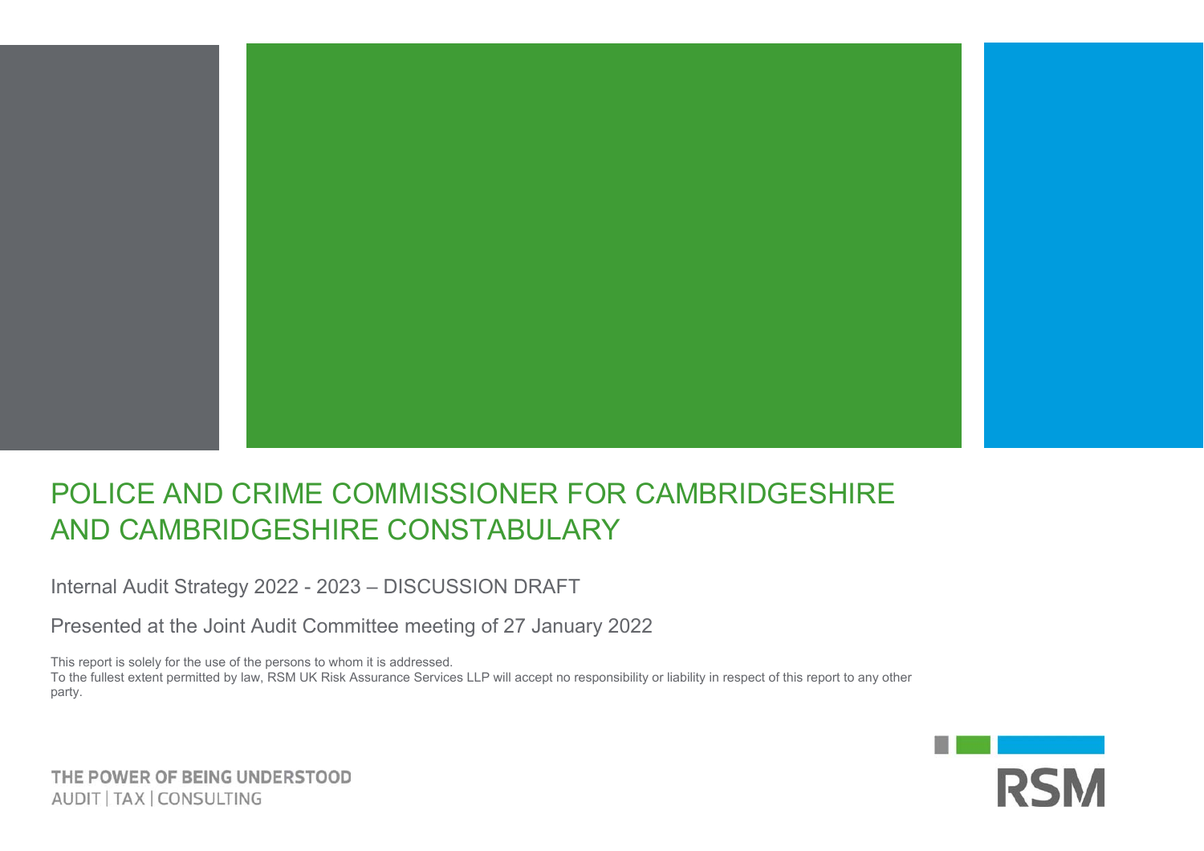# POLICE AND CRIME COMMISSIONER FOR CAMBRIDGESHIRE AND CAMBRIDGESHIRE CONSTABULARY

Internal Audit Strategy 2022 - 2023 – DISCUSSION DRAFT

Presented at the Joint Audit Committee meeting of 27 January 2022

This report is solely for the use of the persons to whom it is addressed.
To the fullest extent permitted by law, RSM UK Risk Assurance Services LLP will accept no responsibility or liability in respect of this report to any other party.

THE POWER OF BEING UNDERSTOOD
AUDIT | TAX | CONSULTING

RSM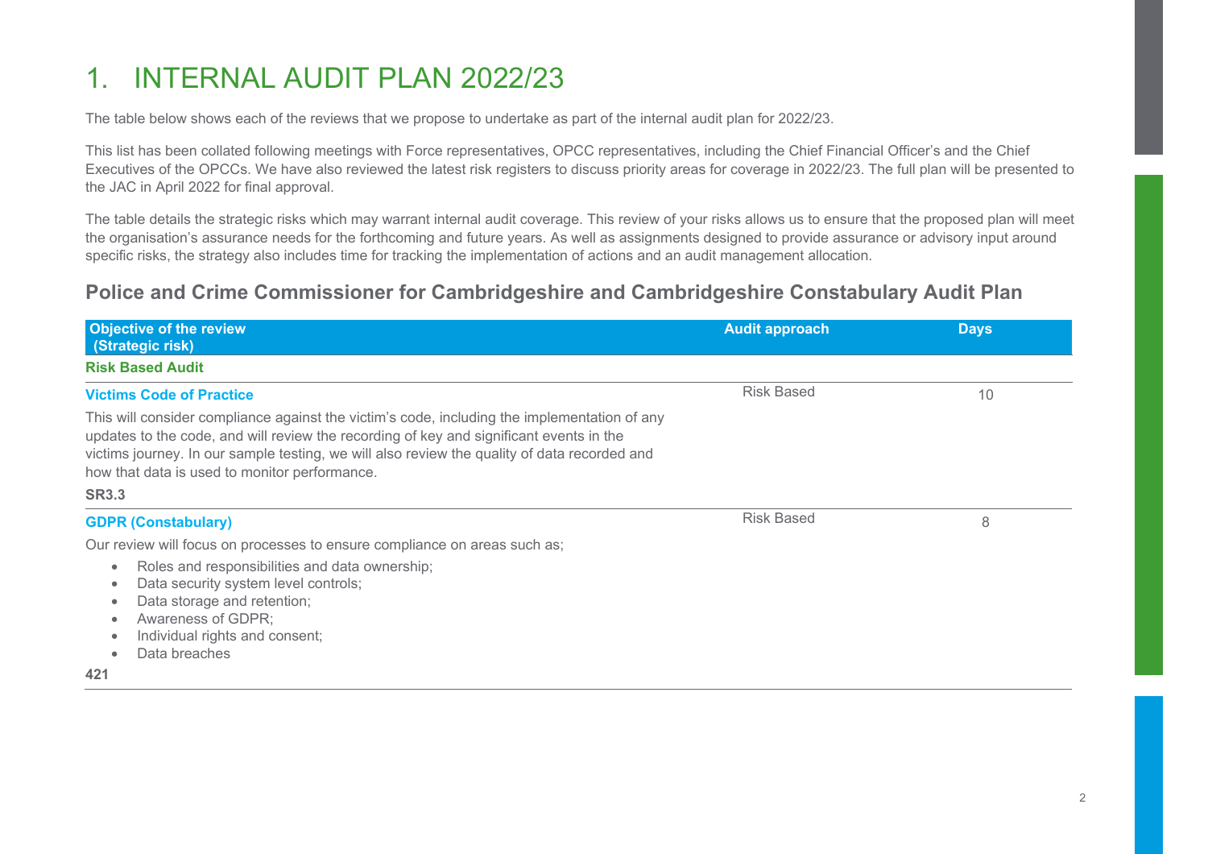# 1. INTERNAL AUDIT PLAN 2022/23

The table below shows each of the reviews that we propose to undertake as part of the internal audit plan for 2022/23.

This list has been collated following meetings with Force representatives, OPCC representatives, including the Chief Financial Officer's and the Chief Executives of the OPCCs. We have also reviewed the latest risk registers to discuss priority areas for coverage in 2022/23. The full plan will be presented to the JAC in April 2022 for final approval.

The table details the strategic risks which may warrant internal audit coverage. This review of your risks allows us to ensure that the proposed plan will meet the organisation's assurance needs for the forthcoming and future years. As well as assignments designed to provide assurance or advisory input around specific risks, the strategy also includes time for tracking the implementation of actions and an audit management allocation.

## Police and Crime Commissioner for Cambridgeshire and Cambridgeshire Constabulary Audit Plan

| Objective of the review (Strategic risk) | Audit approach | Days |
|---|---|---|
| **Risk Based Audit** | | |
| **Victims Code of Practice**<br>This will consider compliance against the victim's code, including the implementation of any updates to the code, and will review the recording of key and significant events in the victims journey. In our sample testing, we will also review the quality of data recorded and how that data is used to monitor performance.<br>**SR3.3** | Risk Based | 10 |
| **GDPR (Constabulary)**<br>Our review will focus on processes to ensure compliance on areas such as;<br>• Roles and responsibilities and data ownership;<br>• Data security system level controls;<br>• Data storage and retention;<br>• Awareness of GDPR;<br>• Individual rights and consent;<br>• Data breaches<br>**421** | Risk Based | 8 |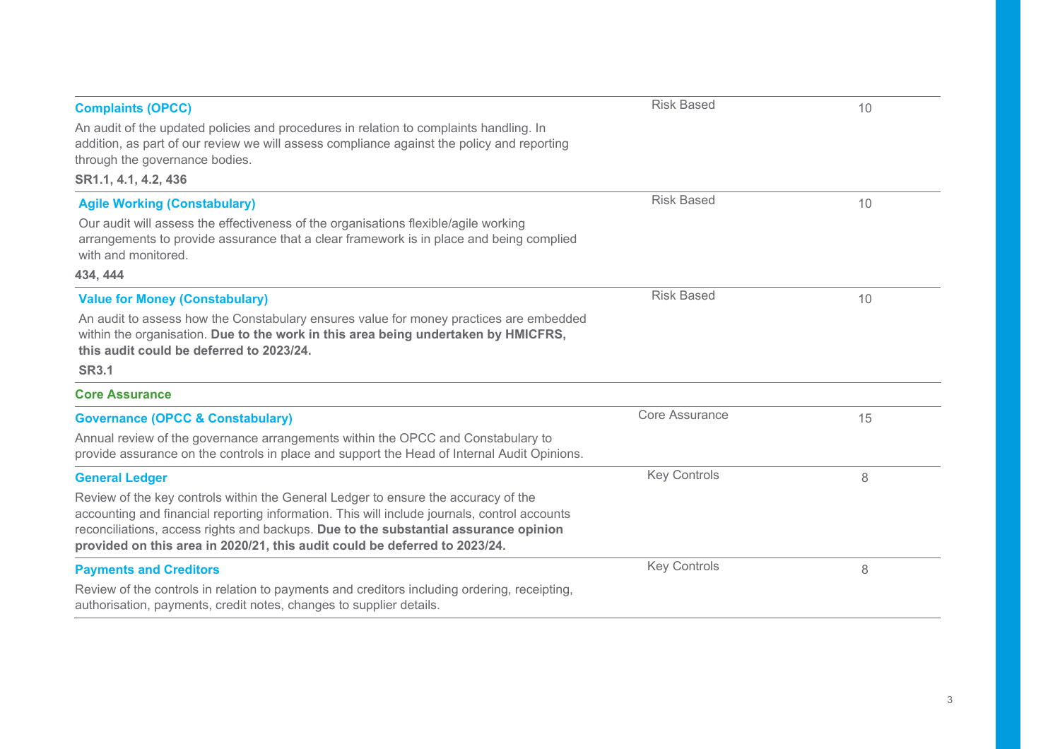| Audit | Type | Days |
| --- | --- | --- |
| **Complaints (OPCC)**<br>An audit of the updated policies and procedures in relation to complaints handling. In addition, as part of our review we will assess compliance against the policy and reporting through the governance bodies.<br>**SR1.1, 4.1, 4.2, 436** | Risk Based | 10 |
| **Agile Working (Constabulary)**<br>Our audit will assess the effectiveness of the organisations flexible/agile working arrangements to provide assurance that a clear framework is in place and being complied with and monitored.<br>**434, 444** | Risk Based | 10 |
| **Value for Money (Constabulary)**<br>An audit to assess how the Constabulary ensures value for money practices are embedded within the organisation. **Due to the work in this area being undertaken by HMICFRS, this audit could be deferred to 2023/24.**<br>**SR3.1** | Risk Based | 10 |
| **Core Assurance** | | |
| **Governance (OPCC & Constabulary)**<br>Annual review of the governance arrangements within the OPCC and Constabulary to provide assurance on the controls in place and support the Head of Internal Audit Opinions. | Core Assurance | 15 |
| **General Ledger**<br>Review of the key controls within the General Ledger to ensure the accuracy of the accounting and financial reporting information. This will include journals, control accounts reconciliations, access rights and backups. **Due to the substantial assurance opinion provided on this area in 2020/21, this audit could be deferred to 2023/24.** | Key Controls | 8 |
| **Payments and Creditors**<br>Review of the controls in relation to payments and creditors including ordering, receipting, authorisation, payments, credit notes, changes to supplier details. | Key Controls | 8 |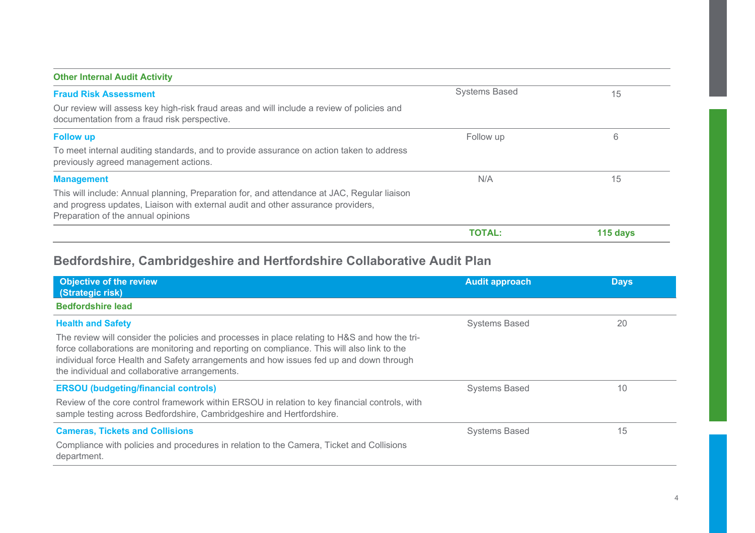| Other Internal Audit Activity | | |
|---|---|---|
| **Fraud Risk Assessment**<br>Our review will assess key high-risk fraud areas and will include a review of policies and documentation from a fraud risk perspective. | Systems Based | 15 |
| **Follow up**<br>To meet internal auditing standards, and to provide assurance on action taken to address previously agreed management actions. | Follow up | 6 |
| **Management**<br>This will include: Annual planning, Preparation for, and attendance at JAC, Regular liaison and progress updates, Liaison with external audit and other assurance providers, Preparation of the annual opinions | N/A | 15 |
| | **TOTAL:** | **115 days** |

## Bedfordshire, Cambridgeshire and Hertfordshire Collaborative Audit Plan

| Objective of the review (Strategic risk) | Audit approach | Days |
|---|---|---|
| **Bedfordshire lead** | | |
| **Health and Safety**<br>The review will consider the policies and processes in place relating to H&S and how the tri-force collaborations are monitoring and reporting on compliance. This will also link to the individual force Health and Safety arrangements and how issues fed up and down through the individual and collaborative arrangements. | Systems Based | 20 |
| **ERSOU (budgeting/financial controls)**<br>Review of the core control framework within ERSOU in relation to key financial controls, with sample testing across Bedfordshire, Cambridgeshire and Hertfordshire. | Systems Based | 10 |
| **Cameras, Tickets and Collisions**<br>Compliance with policies and procedures in relation to the Camera, Ticket and Collisions department. | Systems Based | 15 |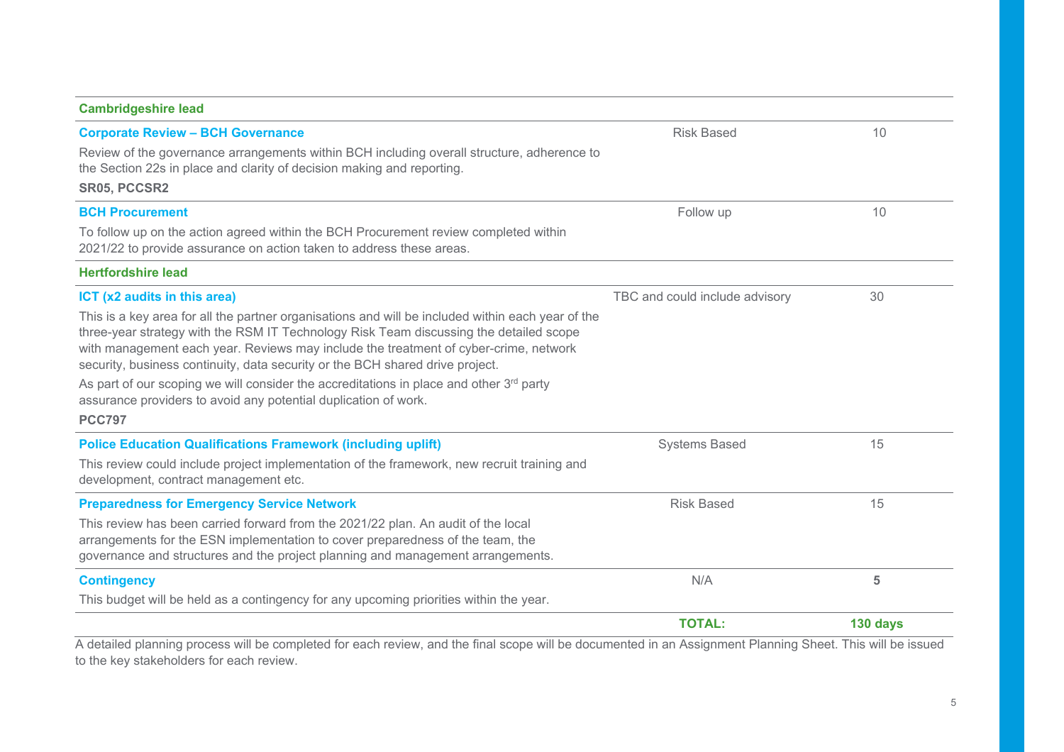| | | |
|---|---|---|
| **Cambridgeshire lead** | | |
| **Corporate Review – BCH Governance**<br>Review of the governance arrangements within BCH including overall structure, adherence to the Section 22s in place and clarity of decision making and reporting.<br>**SR05, PCCSR2** | Risk Based | 10 |
| **BCH Procurement**<br>To follow up on the action agreed within the BCH Procurement review completed within 2021/22 to provide assurance on action taken to address these areas. | Follow up | 10 |
| **Hertfordshire lead** | | |
| **ICT (x2 audits in this area)**<br>This is a key area for all the partner organisations and will be included within each year of the three-year strategy with the RSM IT Technology Risk Team discussing the detailed scope with management each year. Reviews may include the treatment of cyber-crime, network security, business continuity, data security or the BCH shared drive project.<br>As part of our scoping we will consider the accreditations in place and other 3rd party assurance providers to avoid any potential duplication of work.<br>**PCC797** | TBC and could include advisory | 30 |
| **Police Education Qualifications Framework (including uplift)**<br>This review could include project implementation of the framework, new recruit training and development, contract management etc. | Systems Based | 15 |
| **Preparedness for Emergency Service Network**<br>This review has been carried forward from the 2021/22 plan. An audit of the local arrangements for the ESN implementation to cover preparedness of the team, the governance and structures and the project planning and management arrangements. | Risk Based | 15 |
| **Contingency**<br>This budget will be held as a contingency for any upcoming priorities within the year. | N/A | **5** |
| | **TOTAL:** | **130 days** |

A detailed planning process will be completed for each review, and the final scope will be documented in an Assignment Planning Sheet. This will be issued to the key stakeholders for each review.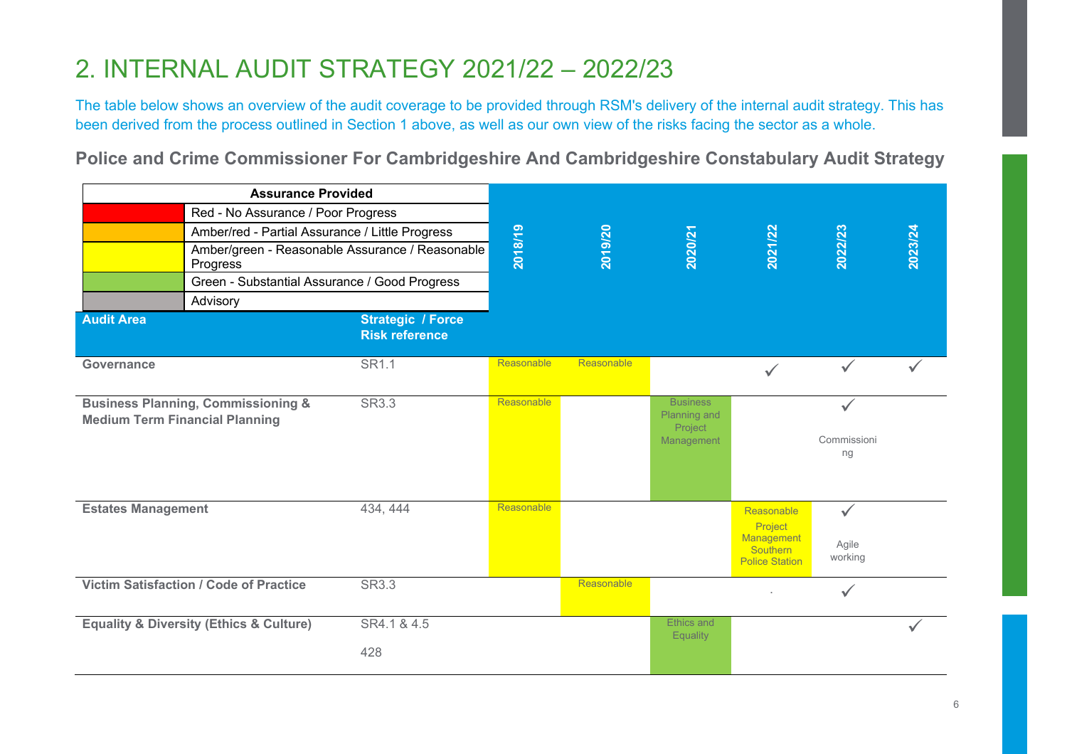# 2. INTERNAL AUDIT STRATEGY 2021/22 – 2022/23

The table below shows an overview of the audit coverage to be provided through RSM's delivery of the internal audit strategy. This has been derived from the process outlined in Section 1 above, as well as our own view of the risks facing the sector as a whole.

### Police and Crime Commissioner For Cambridgeshire And Cambridgeshire Constabulary Audit Strategy

| Assurance Provided | |
|---|---|
| Red | Red - No Assurance / Poor Progress |
| Amber/red | Amber/red - Partial Assurance / Little Progress |
| Amber/green | Amber/green - Reasonable Assurance / Reasonable Progress |
| Green | Green - Substantial Assurance / Good Progress |
| Grey | Advisory |

| Audit Area | Strategic / Force Risk reference | 2018/19 | 2019/20 | 2020/21 | 2021/22 | 2022/23 | 2023/24 |
|---|---|---|---|---|---|---|---|
| **Governance** | SR1.1 | Reasonable | Reasonable | | ✓ | ✓ | ✓ |
| **Business Planning, Commissioning & Medium Term Financial Planning** | SR3.3 | Reasonable | | Business Planning and Project Management | | ✓ Commissioning | |
| **Estates Management** | 434, 444 | Reasonable | | | Reasonable Project Management Southern Police Station | ✓ Agile working | |
| **Victim Satisfaction / Code of Practice** | SR3.3 | | Reasonable | | . | ✓ | |
| **Equality & Diversity (Ethics & Culture)** | SR4.1 & 4.5<br>428 | | | Ethics and Equality | | | ✓ |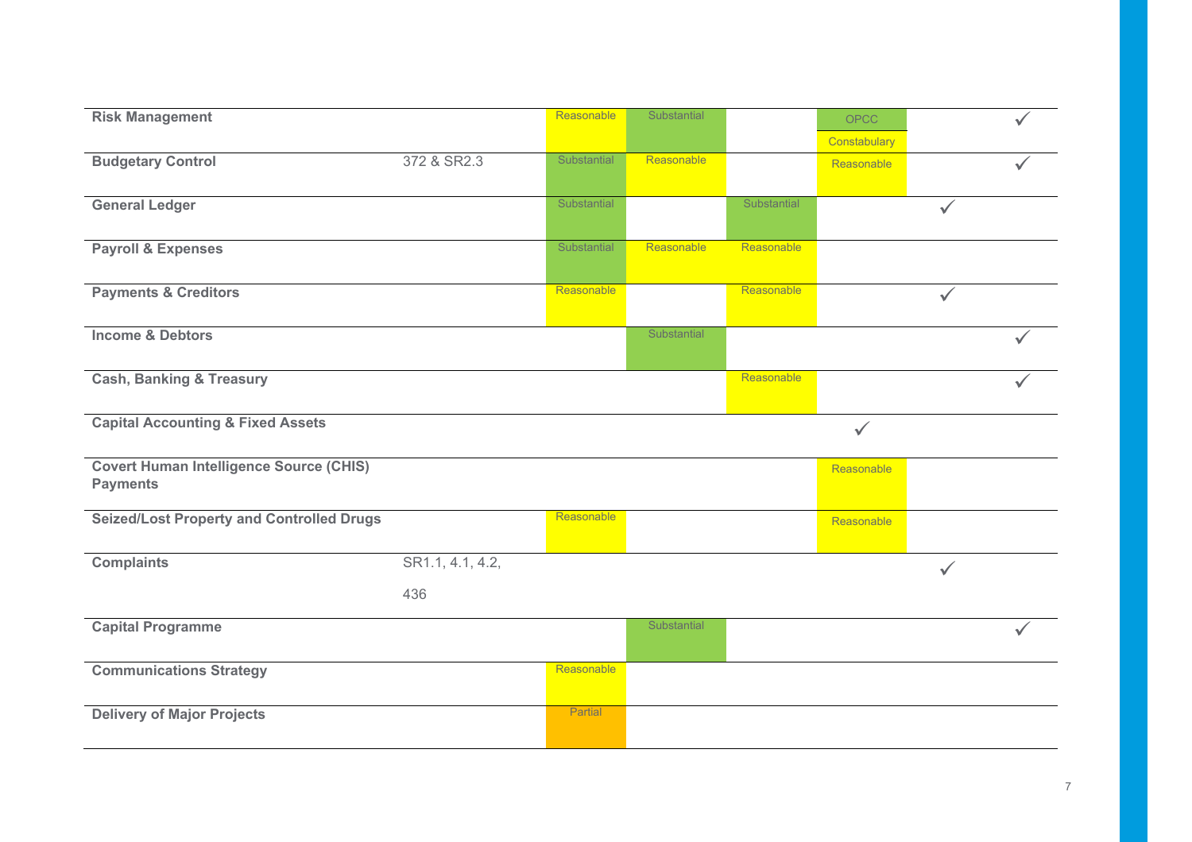| | | | | | | | |
|---|---|---|---|---|---|---|---|
| **Risk Management** | | Reasonable | Substantial | | OPCC<br>Constabulary | | ✓ |
| **Budgetary Control** | 372 & SR2.3 | Substantial | Reasonable | | Reasonable | | ✓ |
| **General Ledger** | | Substantial | | Substantial | | ✓ | |
| **Payroll & Expenses** | | Substantial | Reasonable | Reasonable | | | |
| **Payments & Creditors** | | Reasonable | | Reasonable | | ✓ | |
| **Income & Debtors** | | | Substantial | | | | ✓ |
| **Cash, Banking & Treasury** | | | | Reasonable | | | ✓ |
| **Capital Accounting & Fixed Assets** | | | | | ✓ | | |
| **Covert Human Intelligence Source (CHIS) Payments** | | | | | Reasonable | | |
| **Seized/Lost Property and Controlled Drugs** | | Reasonable | | | Reasonable | | |
| **Complaints** | SR1.1, 4.1, 4.2, 436 | | | | | ✓ | |
| **Capital Programme** | | | Substantial | | | | ✓ |
| **Communications Strategy** | | Reasonable | | | | | |
| **Delivery of Major Projects** | | Partial | | | | | |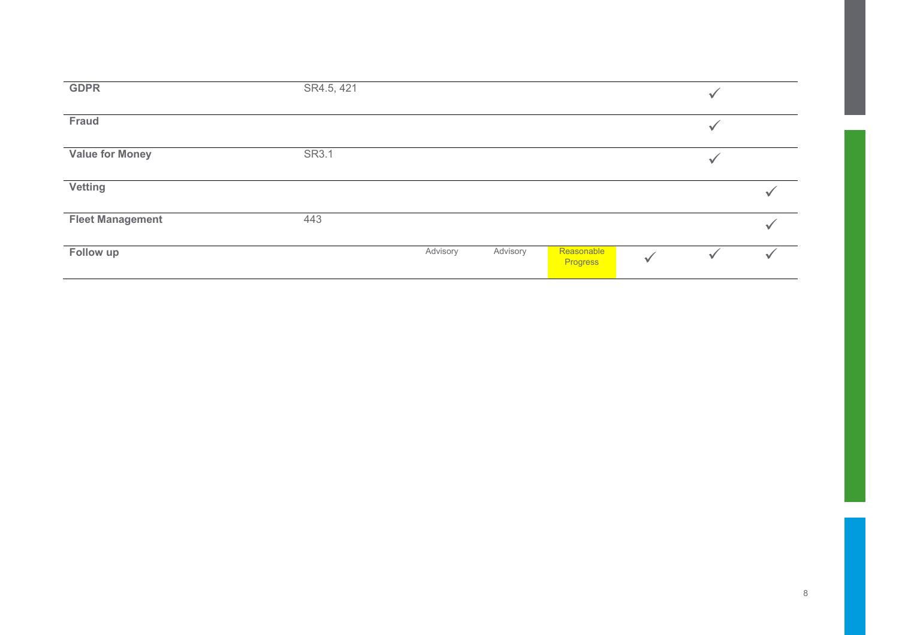| | | | | | | | |
|---|---|---|---|---|---|---|---|
| **GDPR** | SR4.5, 421 | | | | | ✓ | |
| **Fraud** | | | | | | ✓ | |
| **Value for Money** | SR3.1 | | | | | ✓ | |
| **Vetting** | | | | | | | ✓ |
| **Fleet Management** | 443 | | | | | | ✓ |
| **Follow up** | | Advisory | Advisory | Reasonable Progress | ✓ | ✓ | ✓ |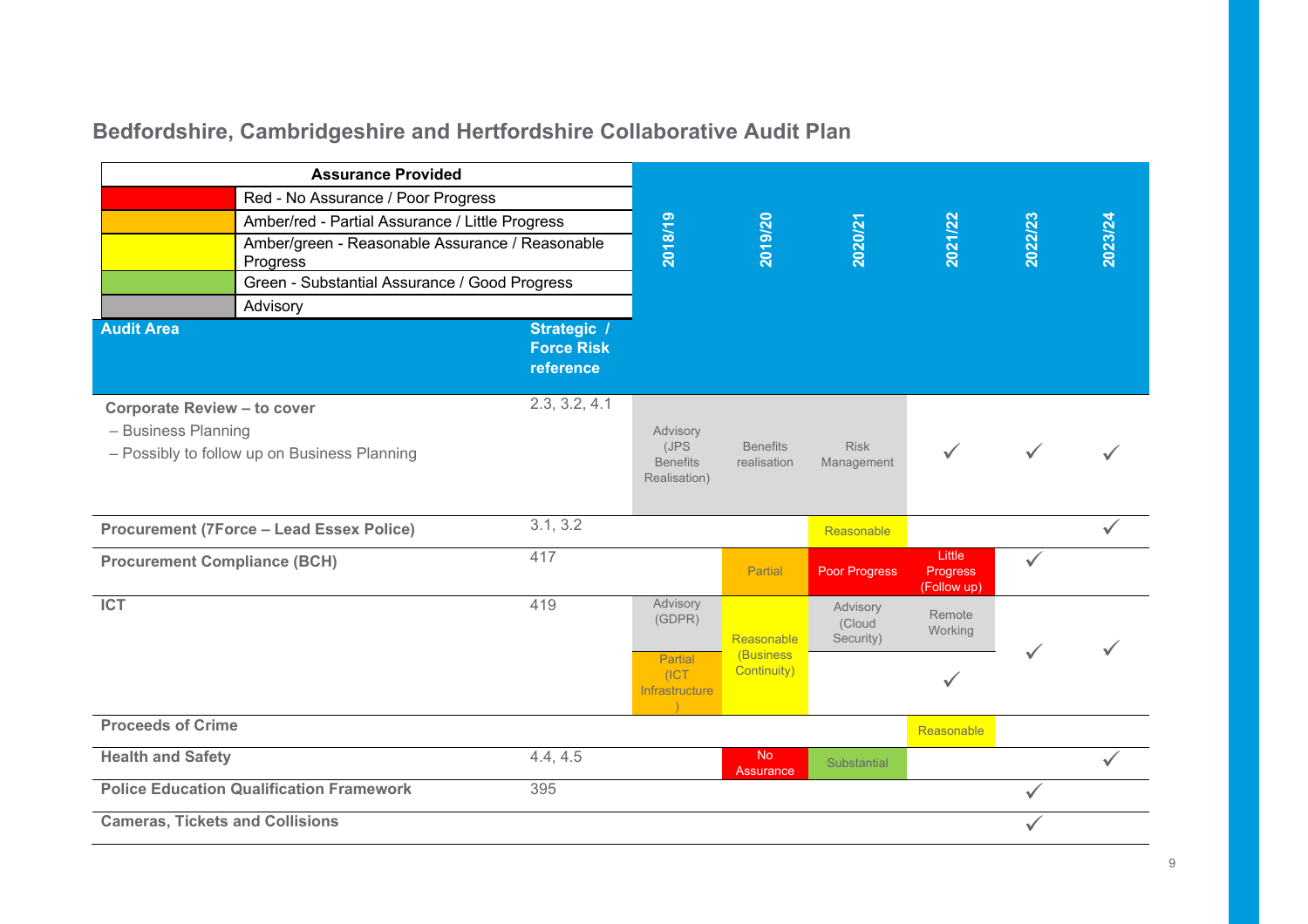## Bedfordshire, Cambridgeshire and Hertfordshire Collaborative Audit Plan

| Assurance Provided | |
|---|---|
| Red | Red - No Assurance / Poor Progress |
| Amber/red | Amber/red - Partial Assurance / Little Progress |
| Amber/green | Amber/green - Reasonable Assurance / Reasonable Progress |
| Green | Green - Substantial Assurance / Good Progress |
| Grey | Advisory |

| Audit Area | Strategic / Force Risk reference | 2018/19 | 2019/20 | 2020/21 | 2021/22 | 2022/23 | 2023/24 |
|---|---|---|---|---|---|---|---|
| **Corporate Review – to cover** – Business Planning – Possibly to follow up on Business Planning | 2.3, 3.2, 4.1 | Advisory (JPS Benefits Realisation) | Benefits realisation | Risk Management | ✓ | ✓ | ✓ |
| **Procurement (7Force – Lead Essex Police)** | 3.1, 3.2 | | | Reasonable | | | ✓ |
| **Procurement Compliance (BCH)** | 417 | | Partial | Poor Progress | Little Progress (Follow up) | ✓ | |
| **ICT** | 419 | Advisory (GDPR); Partial (ICT Infrastructure) | Reasonable (Business Continuity) | Advisory (Cloud Security) | Remote Working; ✓ | ✓ | ✓ |
| **Proceeds of Crime** | | | | | Reasonable | | |
| **Health and Safety** | 4.4, 4.5 | | No Assurance | Substantial | | | ✓ |
| **Police Education Qualification Framework** | 395 | | | | | ✓ | |
| **Cameras, Tickets and Collisions** | | | | | | ✓ | |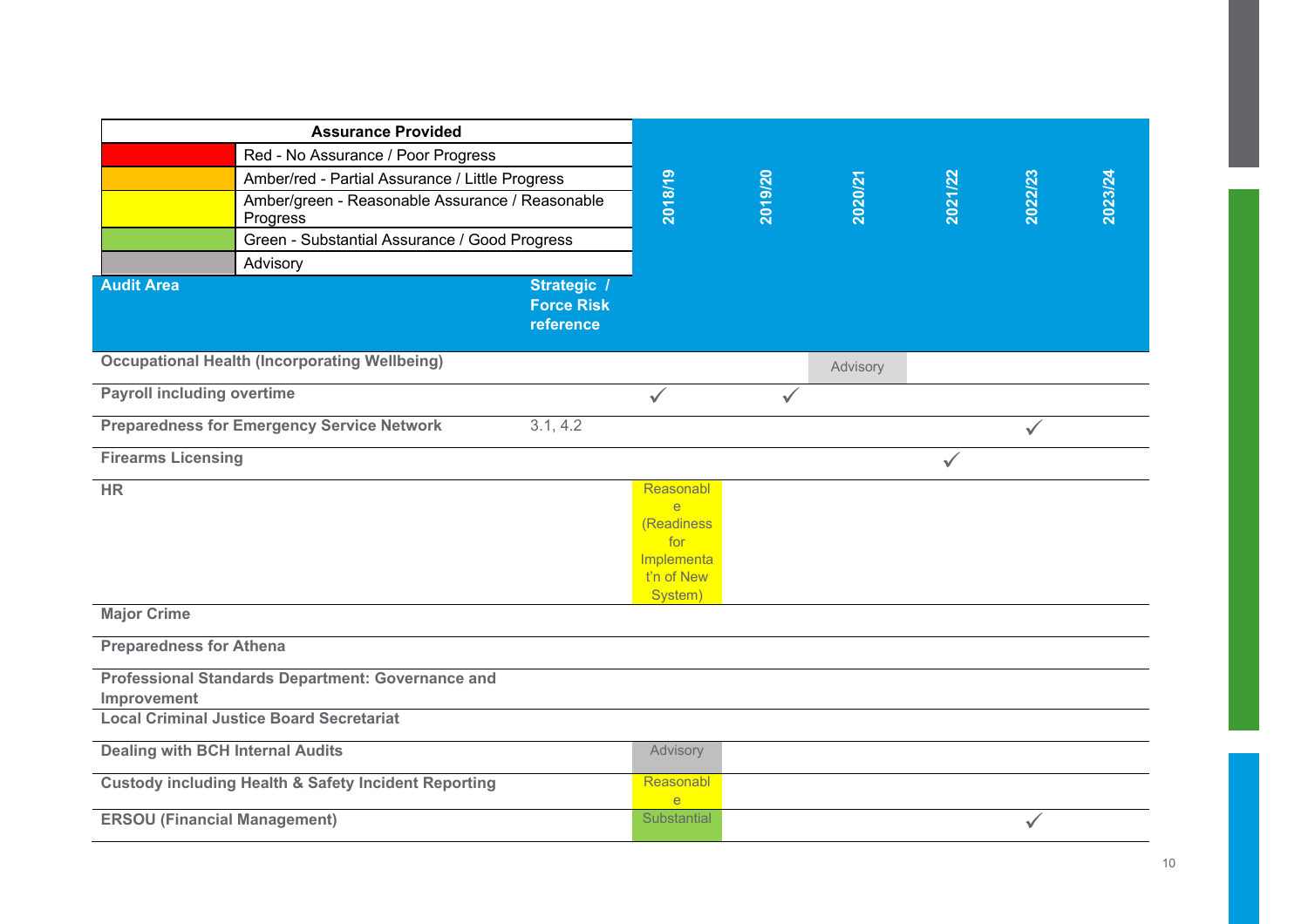| Assurance Provided | |
|---|---|
| (Red) | Red - No Assurance / Poor Progress |
| (Amber/red) | Amber/red - Partial Assurance / Little Progress |
| (Amber/green) | Amber/green - Reasonable Assurance / Reasonable Progress |
| (Green) | Green - Substantial Assurance / Good Progress |
| (Grey) | Advisory |

| Audit Area | Strategic / Force Risk reference | 2018/19 | 2019/20 | 2020/21 | 2021/22 | 2022/23 | 2023/24 |
|---|---|---|---|---|---|---|---|
| Occupational Health (Incorporating Wellbeing) | | | | Advisory | | | |
| Payroll including overtime | | ✓ | ✓ | | | | |
| Preparedness for Emergency Service Network | 3.1, 4.2 | | | | | ✓ | |
| Firearms Licensing | | | | | ✓ | | |
| HR | | Reasonable (Readiness for Implementa t'n of New System) | | | | | |
| Major Crime | | | | | | | |
| Preparedness for Athena | | | | | | | |
| Professional Standards Department: Governance and Improvement | | | | | | | |
| Local Criminal Justice Board Secretariat | | | | | | | |
| Dealing with BCH Internal Audits | | Advisory | | | | | |
| Custody including Health & Safety Incident Reporting | | Reasonable | | | | | |
| ERSOU (Financial Management) | | Substantial | | | | ✓ | |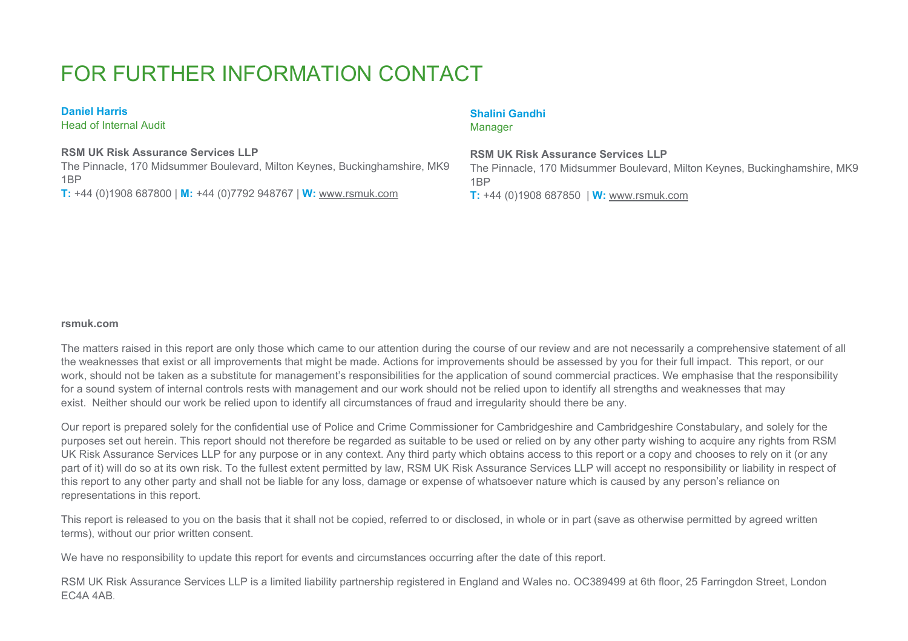# FOR FURTHER INFORMATION CONTACT

**Daniel Harris**
Head of Internal Audit

**RSM UK Risk Assurance Services LLP**
The Pinnacle, 170 Midsummer Boulevard, Milton Keynes, Buckinghamshire, MK9 1BP
**T:** +44 (0)1908 687800 | **M:** +44 (0)7792 948767 | **W:** www.rsmuk.com

**Shalini Gandhi**
Manager

**RSM UK Risk Assurance Services LLP**
The Pinnacle, 170 Midsummer Boulevard, Milton Keynes, Buckinghamshire, MK9 1BP
**T:** +44 (0)1908 687850 | **W:** www.rsmuk.com

**rsmuk.com**

The matters raised in this report are only those which came to our attention during the course of our review and are not necessarily a comprehensive statement of all the weaknesses that exist or all improvements that might be made. Actions for improvements should be assessed by you for their full impact. This report, or our work, should not be taken as a substitute for management's responsibilities for the application of sound commercial practices. We emphasise that the responsibility for a sound system of internal controls rests with management and our work should not be relied upon to identify all strengths and weaknesses that may exist. Neither should our work be relied upon to identify all circumstances of fraud and irregularity should there be any.

Our report is prepared solely for the confidential use of Police and Crime Commissioner for Cambridgeshire and Cambridgeshire Constabulary, and solely for the purposes set out herein. This report should not therefore be regarded as suitable to be used or relied on by any other party wishing to acquire any rights from RSM UK Risk Assurance Services LLP for any purpose or in any context. Any third party which obtains access to this report or a copy and chooses to rely on it (or any part of it) will do so at its own risk. To the fullest extent permitted by law, RSM UK Risk Assurance Services LLP will accept no responsibility or liability in respect of this report to any other party and shall not be liable for any loss, damage or expense of whatsoever nature which is caused by any person's reliance on representations in this report.

This report is released to you on the basis that it shall not be copied, referred to or disclosed, in whole or in part (save as otherwise permitted by agreed written terms), without our prior written consent.

We have no responsibility to update this report for events and circumstances occurring after the date of this report.

RSM UK Risk Assurance Services LLP is a limited liability partnership registered in England and Wales no. OC389499 at 6th floor, 25 Farringdon Street, London EC4A 4AB.